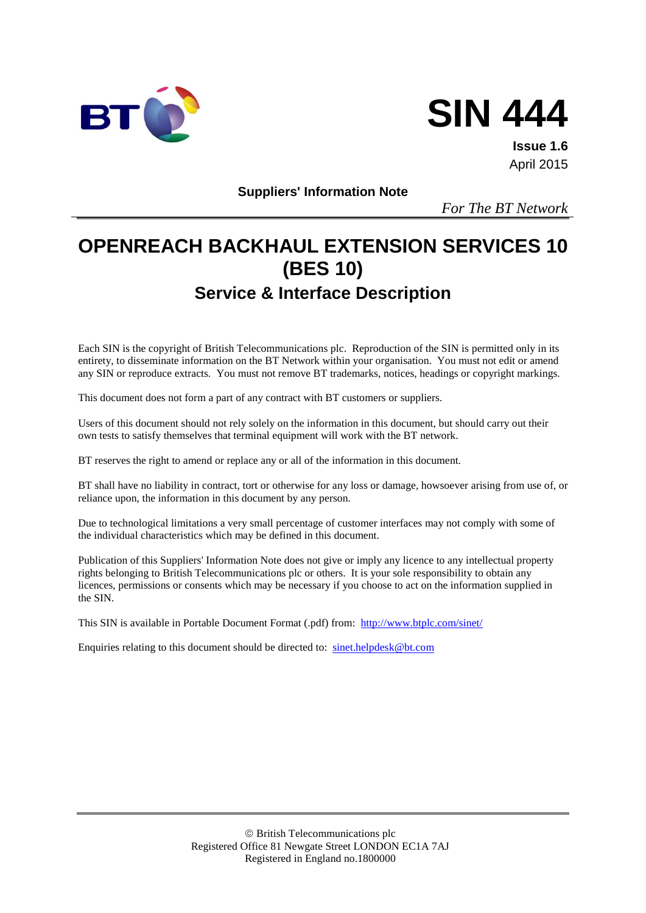# SIN 444

**Issue 1.6**
April 2015

**Suppliers' Information Note**

*For The BT Network*

# OPENREACH BACKHAUL EXTENSION SERVICES 10 (BES 10)

## Service & Interface Description

Each SIN is the copyright of British Telecommunications plc. Reproduction of the SIN is permitted only in its entirety, to disseminate information on the BT Network within your organisation. You must not edit or amend any SIN or reproduce extracts. You must not remove BT trademarks, notices, headings or copyright markings.

This document does not form a part of any contract with BT customers or suppliers.

Users of this document should not rely solely on the information in this document, but should carry out their own tests to satisfy themselves that terminal equipment will work with the BT network.

BT reserves the right to amend or replace any or all of the information in this document.

BT shall have no liability in contract, tort or otherwise for any loss or damage, howsoever arising from use of, or reliance upon, the information in this document by any person.

Due to technological limitations a very small percentage of customer interfaces may not comply with some of the individual characteristics which may be defined in this document.

Publication of this Suppliers' Information Note does not give or imply any licence to any intellectual property rights belonging to British Telecommunications plc or others. It is your sole responsibility to obtain any licences, permissions or consents which may be necessary if you choose to act on the information supplied in the SIN.

This SIN is available in Portable Document Format (.pdf) from: http://www.btplc.com/sinet/

Enquiries relating to this document should be directed to: sinet.helpdesk@bt.com

© British Telecommunications plc
Registered Office 81 Newgate Street LONDON EC1A 7AJ
Registered in England no.1800000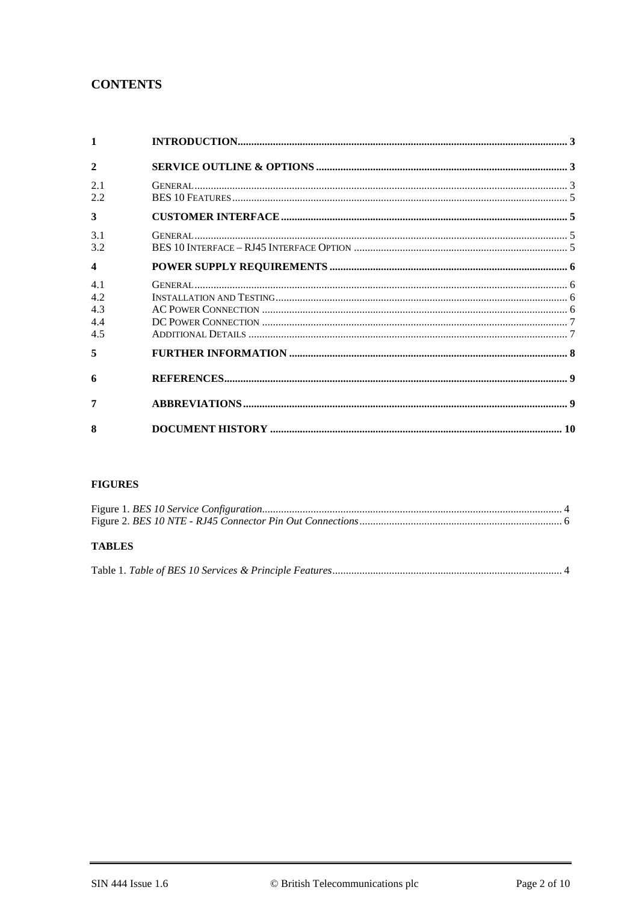# CONTENTS

| | | |
|---|---|---|
| **1** | **INTRODUCTION** | **3** |
| **2** | **SERVICE OUTLINE & OPTIONS** | **3** |
| 2.1 | GENERAL | 3 |
| 2.2 | BES 10 FEATURES | 5 |
| **3** | **CUSTOMER INTERFACE** | **5** |
| 3.1 | GENERAL | 5 |
| 3.2 | BES 10 INTERFACE – RJ45 INTERFACE OPTION | 5 |
| **4** | **POWER SUPPLY REQUIREMENTS** | **6** |
| 4.1 | GENERAL | 6 |
| 4.2 | INSTALLATION AND TESTING | 6 |
| 4.3 | AC POWER CONNECTION | 6 |
| 4.4 | DC POWER CONNECTION | 7 |
| 4.5 | ADDITIONAL DETAILS | 7 |
| **5** | **FURTHER INFORMATION** | **8** |
| **6** | **REFERENCES** | **9** |
| **7** | **ABBREVIATIONS** | **9** |
| **8** | **DOCUMENT HISTORY** | **10** |

## FIGURES

Figure 1. *BES 10 Service Configuration* ..... 4
Figure 2. *BES 10 NTE - RJ45 Connector Pin Out Connections* ..... 6

## TABLES

Table 1. *Table of BES 10 Services & Principle Features* ..... 4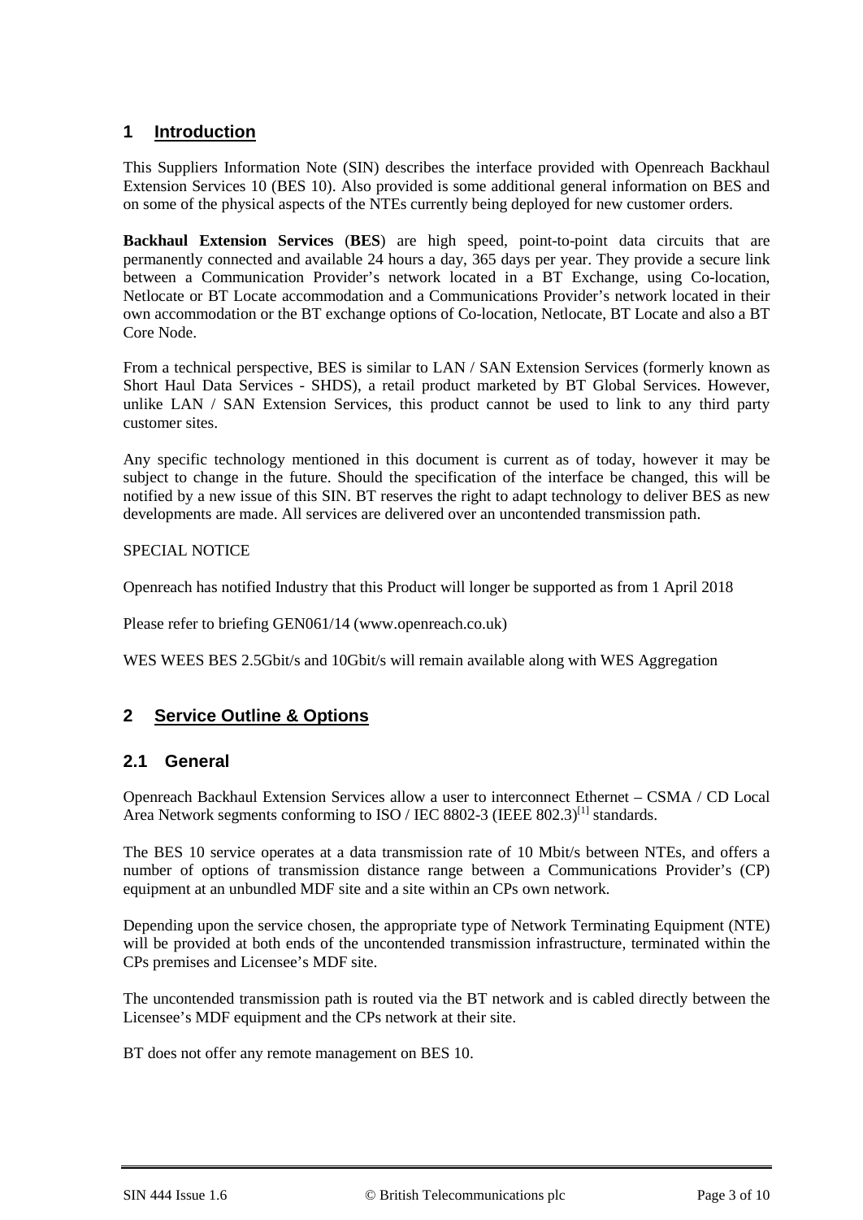# 1 Introduction

This Suppliers Information Note (SIN) describes the interface provided with Openreach Backhaul Extension Services 10 (BES 10). Also provided is some additional general information on BES and on some of the physical aspects of the NTEs currently being deployed for new customer orders.

**Backhaul Extension Services** (**BES**) are high speed, point-to-point data circuits that are permanently connected and available 24 hours a day, 365 days per year. They provide a secure link between a Communication Provider's network located in a BT Exchange, using Co-location, Netlocate or BT Locate accommodation and a Communications Provider's network located in their own accommodation or the BT exchange options of Co-location, Netlocate, BT Locate and also a BT Core Node.

From a technical perspective, BES is similar to LAN / SAN Extension Services (formerly known as Short Haul Data Services - SHDS), a retail product marketed by BT Global Services. However, unlike LAN / SAN Extension Services, this product cannot be used to link to any third party customer sites.

Any specific technology mentioned in this document is current as of today, however it may be subject to change in the future. Should the specification of the interface be changed, this will be notified by a new issue of this SIN. BT reserves the right to adapt technology to deliver BES as new developments are made. All services are delivered over an uncontended transmission path.

SPECIAL NOTICE

Openreach has notified Industry that this Product will longer be supported as from 1 April 2018

Please refer to briefing GEN061/14 (www.openreach.co.uk)

WES WEES BES 2.5Gbit/s and 10Gbit/s will remain available along with WES Aggregation

# 2 Service Outline & Options

## 2.1 General

Openreach Backhaul Extension Services allow a user to interconnect Ethernet – CSMA / CD Local Area Network segments conforming to ISO / IEC 8802-3 (IEEE 802.3)[1] standards.

The BES 10 service operates at a data transmission rate of 10 Mbit/s between NTEs, and offers a number of options of transmission distance range between a Communications Provider's (CP) equipment at an unbundled MDF site and a site within an CPs own network.

Depending upon the service chosen, the appropriate type of Network Terminating Equipment (NTE) will be provided at both ends of the uncontended transmission infrastructure, terminated within the CPs premises and Licensee's MDF site.

The uncontended transmission path is routed via the BT network and is cabled directly between the Licensee's MDF equipment and the CPs network at their site.

BT does not offer any remote management on BES 10.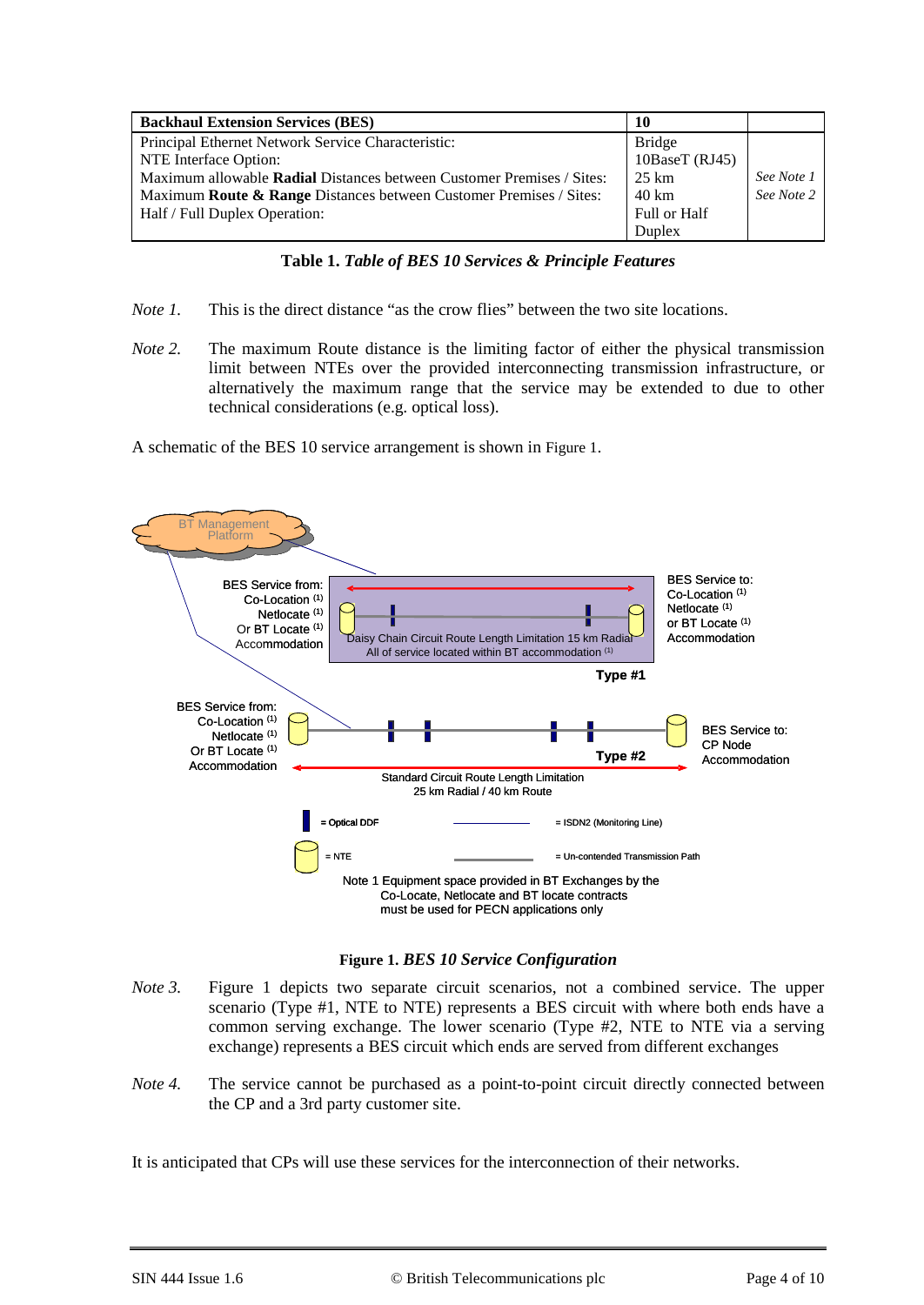| Backhaul Extension Services (BES) | 10 | |
|---|---|---|
| Principal Ethernet Network Service Characteristic: | Bridge | |
| NTE Interface Option: | 10BaseT (RJ45) | |
| Maximum allowable **Radial** Distances between Customer Premises / Sites: | 25 km | *See Note 1* |
| Maximum **Route & Range** Distances between Customer Premises / Sites: | 40 km | *See Note 2* |
| Half / Full Duplex Operation: | Full or Half Duplex | |

**Table 1.** ***Table of BES 10 Services & Principle Features***

*Note 1.* This is the direct distance "as the crow flies" between the two site locations.

*Note 2.* The maximum Route distance is the limiting factor of either the physical transmission limit between NTEs over the provided interconnecting transmission infrastructure, or alternatively the maximum range that the service may be extended to due to other technical considerations (e.g. optical loss).

A schematic of the BES 10 service arrangement is shown in Figure 1.

**Figure 1.** ***BES 10 Service Configuration***

*Note 3.* Figure 1 depicts two separate circuit scenarios, not a combined service. The upper scenario (Type #1, NTE to NTE) represents a BES circuit with where both ends have a common serving exchange. The lower scenario (Type #2, NTE to NTE via a serving exchange) represents a BES circuit which ends are served from different exchanges

*Note 4.* The service cannot be purchased as a point-to-point circuit directly connected between the CP and a 3rd party customer site.

It is anticipated that CPs will use these services for the interconnection of their networks.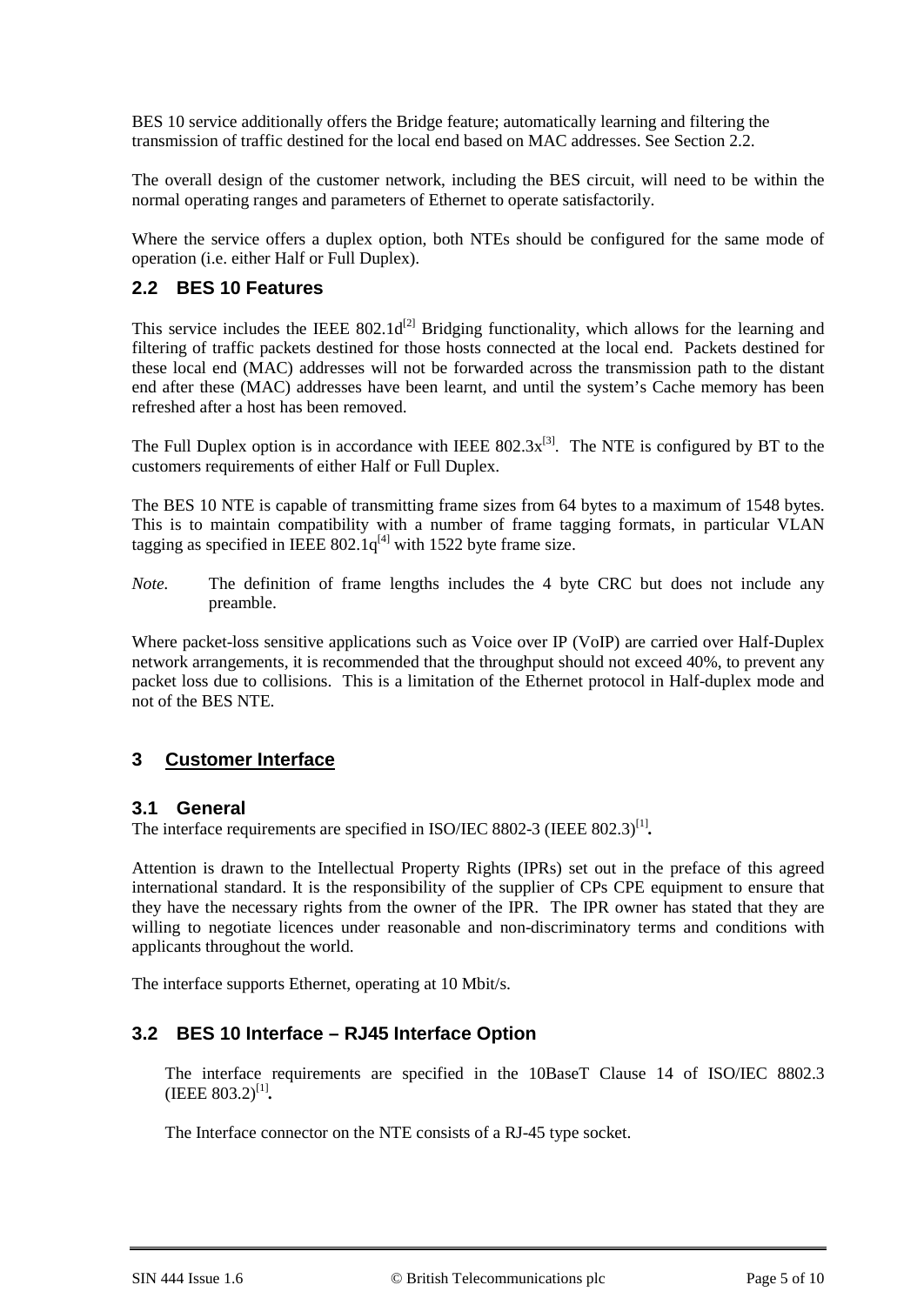BES 10 service additionally offers the Bridge feature; automatically learning and filtering the transmission of traffic destined for the local end based on MAC addresses. See Section 2.2.

The overall design of the customer network, including the BES circuit, will need to be within the normal operating ranges and parameters of Ethernet to operate satisfactorily.

Where the service offers a duplex option, both NTEs should be configured for the same mode of operation (i.e. either Half or Full Duplex).

### 2.2 BES 10 Features

This service includes the IEEE 802.1d[2] Bridging functionality, which allows for the learning and filtering of traffic packets destined for those hosts connected at the local end. Packets destined for these local end (MAC) addresses will not be forwarded across the transmission path to the distant end after these (MAC) addresses have been learnt, and until the system's Cache memory has been refreshed after a host has been removed.

The Full Duplex option is in accordance with IEEE 802.3x[3]. The NTE is configured by BT to the customers requirements of either Half or Full Duplex.

The BES 10 NTE is capable of transmitting frame sizes from 64 bytes to a maximum of 1548 bytes. This is to maintain compatibility with a number of frame tagging formats, in particular VLAN tagging as specified in IEEE 802.1q[4] with 1522 byte frame size.

*Note.* The definition of frame lengths includes the 4 byte CRC but does not include any preamble.

Where packet-loss sensitive applications such as Voice over IP (VoIP) are carried over Half-Duplex network arrangements, it is recommended that the throughput should not exceed 40%, to prevent any packet loss due to collisions. This is a limitation of the Ethernet protocol in Half-duplex mode and not of the BES NTE.

## 3 Customer Interface

### 3.1 General

The interface requirements are specified in ISO/IEC 8802-3 (IEEE 802.3)[1].

Attention is drawn to the Intellectual Property Rights (IPRs) set out in the preface of this agreed international standard. It is the responsibility of the supplier of CPs CPE equipment to ensure that they have the necessary rights from the owner of the IPR. The IPR owner has stated that they are willing to negotiate licences under reasonable and non-discriminatory terms and conditions with applicants throughout the world.

The interface supports Ethernet, operating at 10 Mbit/s.

### 3.2 BES 10 Interface – RJ45 Interface Option

The interface requirements are specified in the 10BaseT Clause 14 of ISO/IEC 8802.3 (IEEE 803.2)[1].

The Interface connector on the NTE consists of a RJ-45 type socket.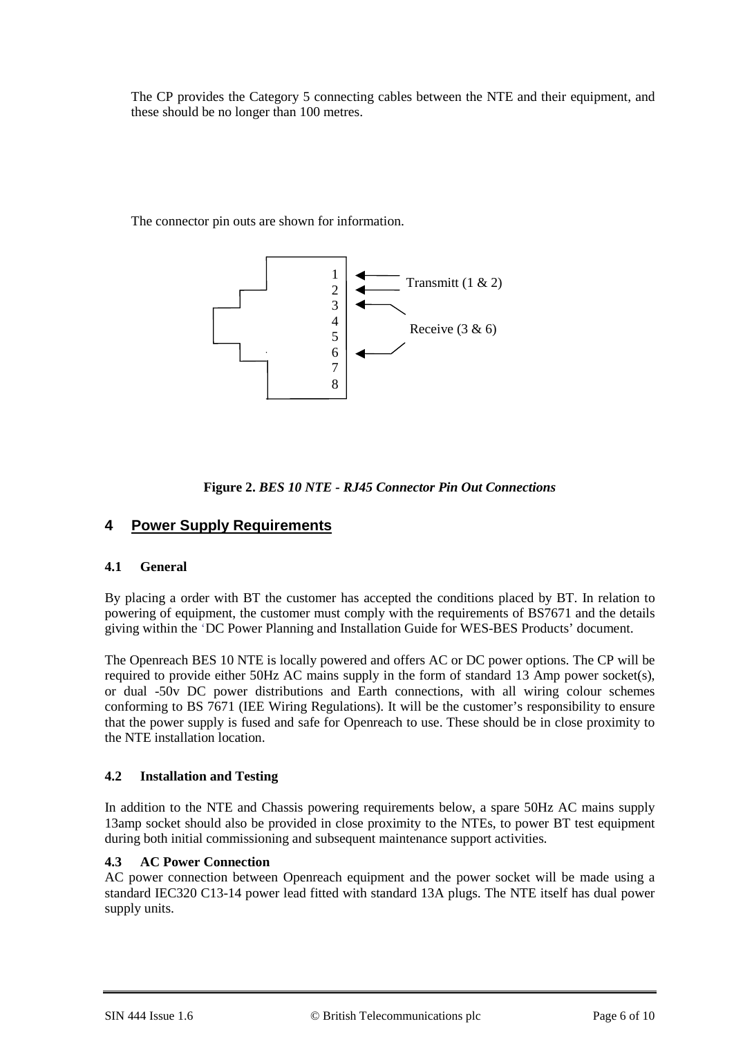The CP provides the Category 5 connecting cables between the NTE and their equipment, and these should be no longer than 100 metres.

The connector pin outs are shown for information.

1
2
3
4
5
6
7
8

Transmitt (1 & 2)

Receive (3 & 6)

**Figure 2.** ***BES 10 NTE - RJ45 Connector Pin Out Connections***

## 4 Power Supply Requirements

### 4.1 General

By placing a order with BT the customer has accepted the conditions placed by BT. In relation to powering of equipment, the customer must comply with the requirements of BS7671 and the details giving within the 'DC Power Planning and Installation Guide for WES-BES Products' document.

The Openreach BES 10 NTE is locally powered and offers AC or DC power options. The CP will be required to provide either 50Hz AC mains supply in the form of standard 13 Amp power socket(s), or dual -50v DC power distributions and Earth connections, with all wiring colour schemes conforming to BS 7671 (IEE Wiring Regulations). It will be the customer's responsibility to ensure that the power supply is fused and safe for Openreach to use. These should be in close proximity to the NTE installation location.

### 4.2 Installation and Testing

In addition to the NTE and Chassis powering requirements below, a spare 50Hz AC mains supply 13amp socket should also be provided in close proximity to the NTEs, to power BT test equipment during both initial commissioning and subsequent maintenance support activities.

### 4.3 AC Power Connection

AC power connection between Openreach equipment and the power socket will be made using a standard IEC320 C13-14 power lead fitted with standard 13A plugs. The NTE itself has dual power supply units.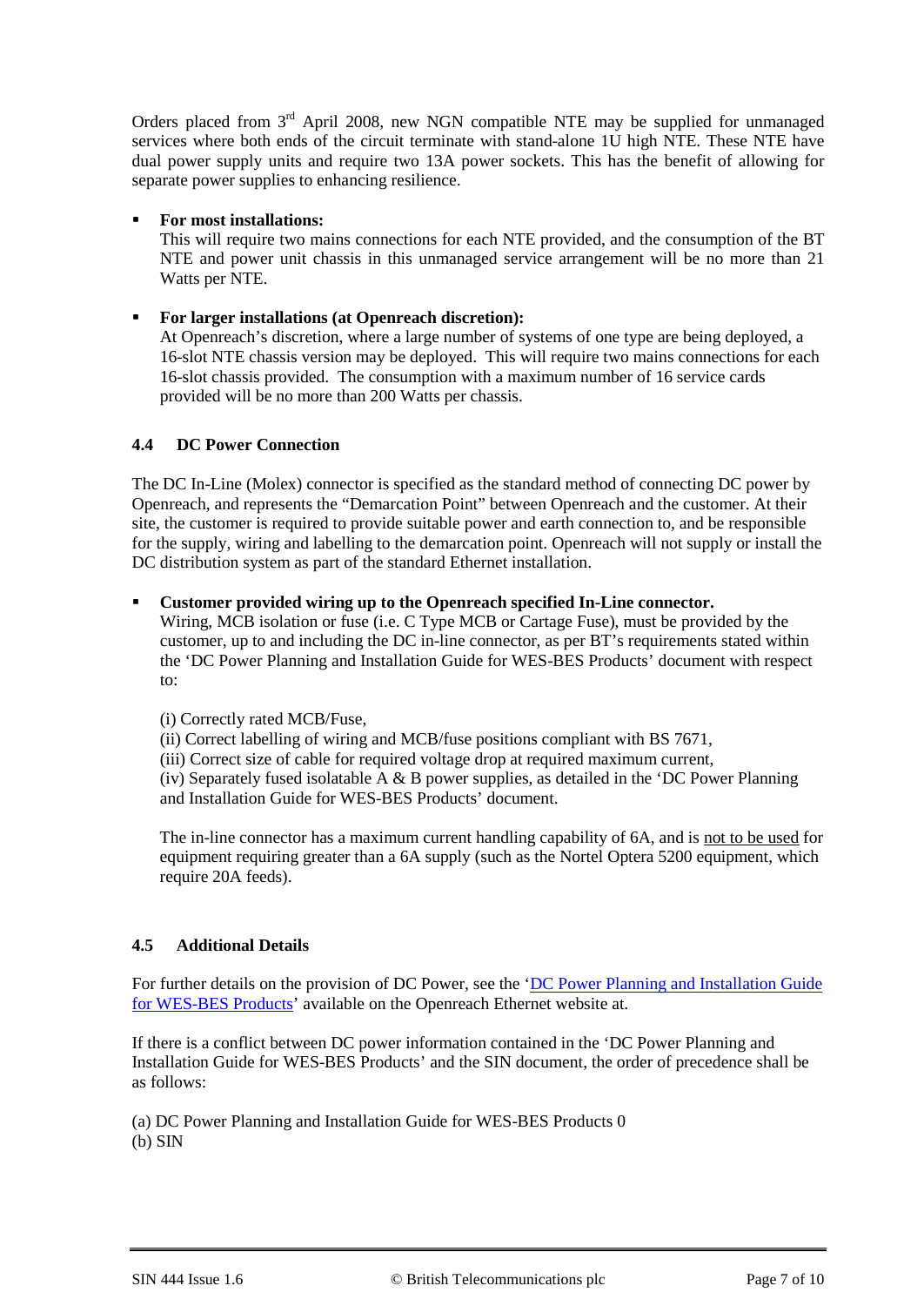Orders placed from 3rd April 2008, new NGN compatible NTE may be supplied for unmanaged services where both ends of the circuit terminate with stand-alone 1U high NTE. These NTE have dual power supply units and require two 13A power sockets. This has the benefit of allowing for separate power supplies to enhancing resilience.

- **For most installations:**
  This will require two mains connections for each NTE provided, and the consumption of the BT NTE and power unit chassis in this unmanaged service arrangement will be no more than 21 Watts per NTE.

- **For larger installations (at Openreach discretion):**
  At Openreach's discretion, where a large number of systems of one type are being deployed, a 16-slot NTE chassis version may be deployed. This will require two mains connections for each 16-slot chassis provided. The consumption with a maximum number of 16 service cards provided will be no more than 200 Watts per chassis.

### 4.4 DC Power Connection

The DC In-Line (Molex) connector is specified as the standard method of connecting DC power by Openreach, and represents the "Demarcation Point" between Openreach and the customer. At their site, the customer is required to provide suitable power and earth connection to, and be responsible for the supply, wiring and labelling to the demarcation point. Openreach will not supply or install the DC distribution system as part of the standard Ethernet installation.

- **Customer provided wiring up to the Openreach specified In-Line connector.**
  Wiring, MCB isolation or fuse (i.e. C Type MCB or Cartage Fuse), must be provided by the customer, up to and including the DC in-line connector, as per BT's requirements stated within the 'DC Power Planning and Installation Guide for WES-BES Products' document with respect to:

  (i) Correctly rated MCB/Fuse,
  (ii) Correct labelling of wiring and MCB/fuse positions compliant with BS 7671,
  (iii) Correct size of cable for required voltage drop at required maximum current,
  (iv) Separately fused isolatable A & B power supplies, as detailed in the 'DC Power Planning and Installation Guide for WES-BES Products' document.

  The in-line connector has a maximum current handling capability of 6A, and is not to be used for equipment requiring greater than a 6A supply (such as the Nortel Optera 5200 equipment, which require 20A feeds).

### 4.5 Additional Details

For further details on the provision of DC Power, see the 'DC Power Planning and Installation Guide for WES-BES Products' available on the Openreach Ethernet website at.

If there is a conflict between DC power information contained in the 'DC Power Planning and Installation Guide for WES-BES Products' and the SIN document, the order of precedence shall be as follows:

(a) DC Power Planning and Installation Guide for WES-BES Products 0
(b) SIN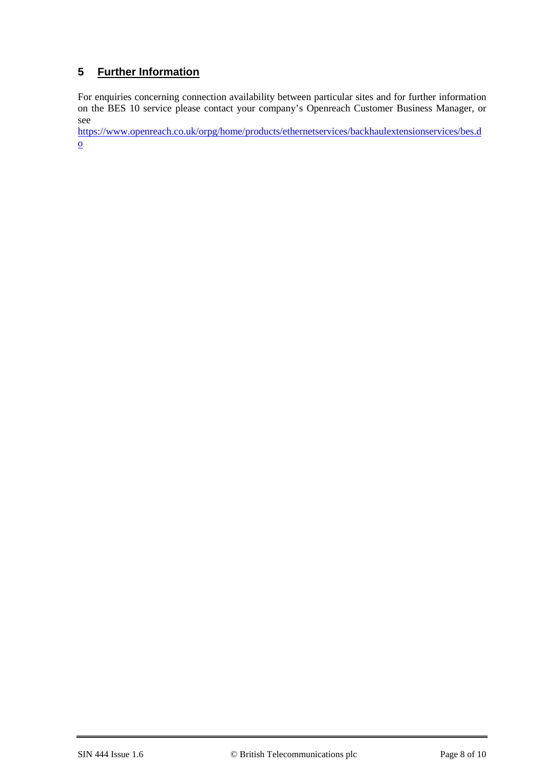## 5 Further Information

For enquiries concerning connection availability between particular sites and for further information on the BES 10 service please contact your company's Openreach Customer Business Manager, or see https://www.openreach.co.uk/orpg/home/products/ethernetservices/backhaulextensionservices/bes.do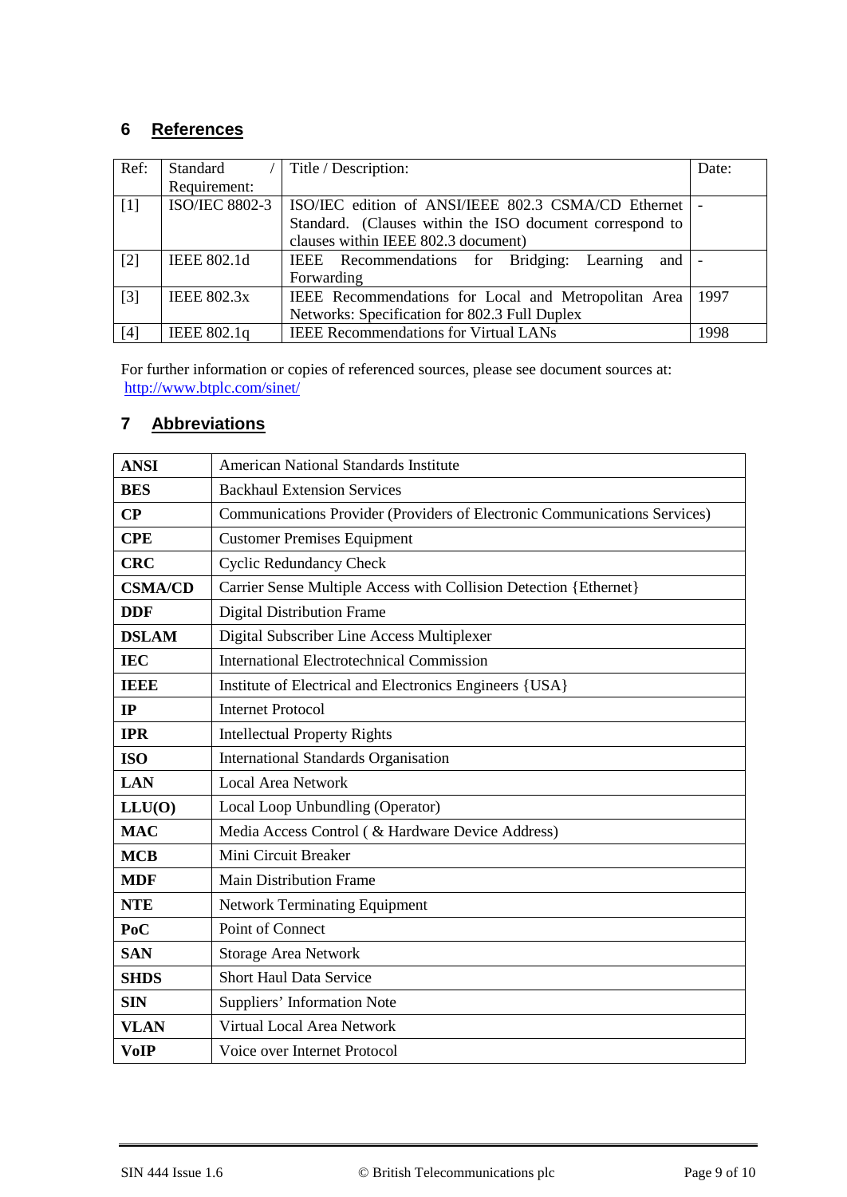## 6 References

| Ref: | Standard / Requirement: | Title / Description: | Date: |
|---|---|---|---|
| [1] | ISO/IEC 8802-3 | ISO/IEC edition of ANSI/IEEE 802.3 CSMA/CD Ethernet Standard. (Clauses within the ISO document correspond to clauses within IEEE 802.3 document) | - |
| [2] | IEEE 802.1d | IEEE Recommendations for Bridging: Learning and Forwarding | - |
| [3] | IEEE 802.3x | IEEE Recommendations for Local and Metropolitan Area Networks: Specification for 802.3 Full Duplex | 1997 |
| [4] | IEEE 802.1q | IEEE Recommendations for Virtual LANs | 1998 |

For further information or copies of referenced sources, please see document sources at: http://www.btplc.com/sinet/

## 7 Abbreviations

| | |
|---|---|
| **ANSI** | American National Standards Institute |
| **BES** | Backhaul Extension Services |
| **CP** | Communications Provider (Providers of Electronic Communications Services) |
| **CPE** | Customer Premises Equipment |
| **CRC** | Cyclic Redundancy Check |
| **CSMA/CD** | Carrier Sense Multiple Access with Collision Detection {Ethernet} |
| **DDF** | Digital Distribution Frame |
| **DSLAM** | Digital Subscriber Line Access Multiplexer |
| **IEC** | International Electrotechnical Commission |
| **IEEE** | Institute of Electrical and Electronics Engineers {USA} |
| **IP** | Internet Protocol |
| **IPR** | Intellectual Property Rights |
| **ISO** | International Standards Organisation |
| **LAN** | Local Area Network |
| **LLU(O)** | Local Loop Unbundling (Operator) |
| **MAC** | Media Access Control ( & Hardware Device Address) |
| **MCB** | Mini Circuit Breaker |
| **MDF** | Main Distribution Frame |
| **NTE** | Network Terminating Equipment |
| **PoC** | Point of Connect |
| **SAN** | Storage Area Network |
| **SHDS** | Short Haul Data Service |
| **SIN** | Suppliers' Information Note |
| **VLAN** | Virtual Local Area Network |
| **VoIP** | Voice over Internet Protocol |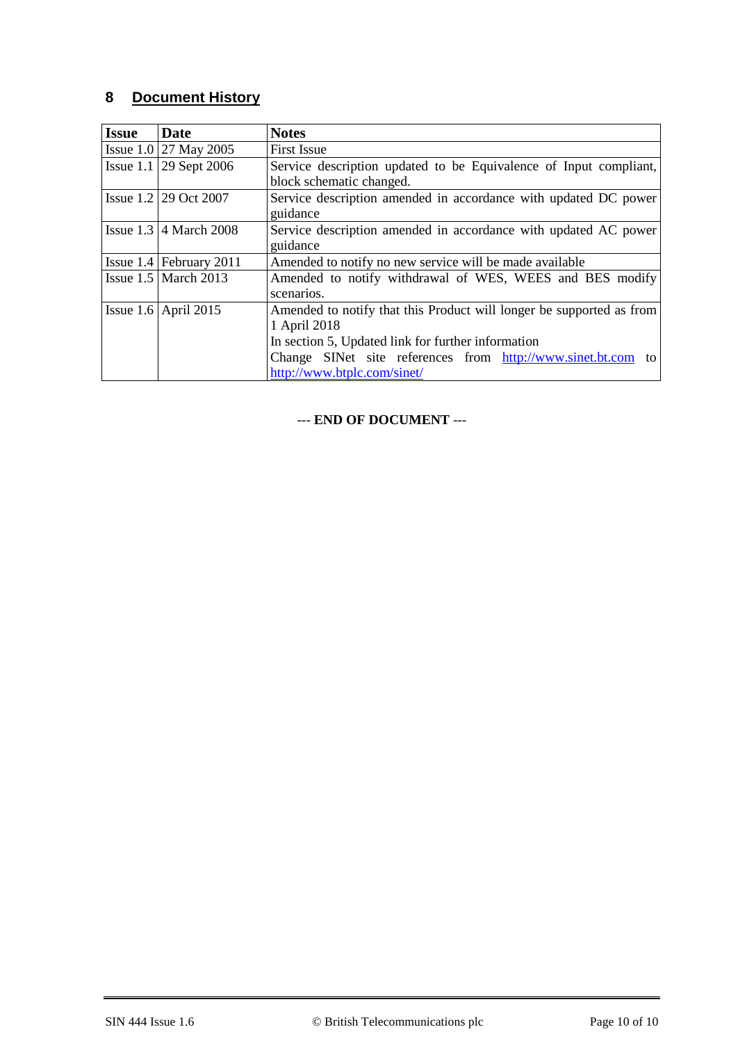## 8 Document History

| Issue | Date | Notes |
| --- | --- | --- |
| Issue 1.0 | 27 May 2005 | First Issue |
| Issue 1.1 | 29 Sept 2006 | Service description updated to be Equivalence of Input compliant, block schematic changed. |
| Issue 1.2 | 29 Oct 2007 | Service description amended in accordance with updated DC power guidance |
| Issue 1.3 | 4 March 2008 | Service description amended in accordance with updated AC power guidance |
| Issue 1.4 | February 2011 | Amended to notify no new service will be made available |
| Issue 1.5 | March 2013 | Amended to notify withdrawal of WES, WEES and BES modify scenarios. |
| Issue 1.6 | April 2015 | Amended to notify that this Product will longer be supported as from 1 April 2018<br>In section 5, Updated link for further information<br>Change SINet site references from http://www.sinet.bt.com to http://www.btplc.com/sinet/ |

--- **END OF DOCUMENT** ---